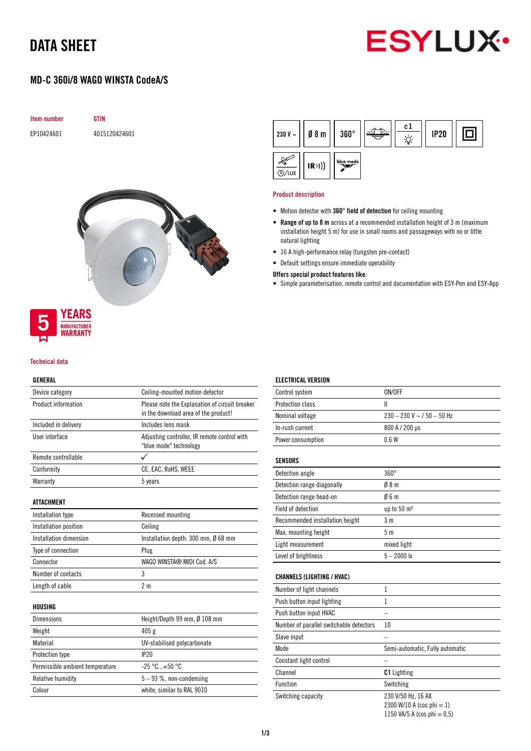# DATA SHEET

## MD-C 360i/8 WAGO WINSTA CodeA/S

| Item number | GTIN |
| --- | --- |
| EP10424601 | 4015120424601 |

230 V ~ | Ø 8 m | 360° | c1 | IP20

5 YEARS MANUFACTURER WARRANTY

### Product description

- Motion detector with **360° field of detection** for ceiling mounting
- **Range of up to 8 m** across at a recommended installation height of 3 m (maximum installation height 5 m) for use in small rooms and passageways with no or little natural lighting
- 16 A high-performance relay (tungsten pre-contact)
- Default settings ensure immediate operability

**Offers special product features like:**

- Simple parameterisation, remote control and documentation with ESY-Pen and ESY-App

### Technical data

#### GENERAL

| | |
| --- | --- |
| Device category | Ceiling-mounted motion detector |
| Product information | Please note the Explanation of circuit breaker in the download area of the product! |
| Included in delivery | Includes lens mask |
| User interface | Adjusting controller, IR remote control with "blue mode" technology |
| Remote controllable | ✓ |
| Conformity | CE, EAC, RoHS, WEEE |
| Warranty | 5 years |

#### ATTACHMENT

| | |
| --- | --- |
| Installation type | Recessed mounting |
| Installation position | Ceiling |
| Installation dimension | Installation depth: 300 mm, Ø 68 mm |
| Type of connection | Plug |
| Connector | WAGO WINSTA® MIDI Cod. A/S |
| Number of contacts | 3 |
| Length of cable | 2 m |

#### HOUSING

| | |
| --- | --- |
| Dimensions | Height/Depth 99 mm, Ø 108 mm |
| Weight | 405 g |
| Material | UV-stabilised polycarbonate |
| Protection type | IP20 |
| Permissible ambient temperature | -25 °C...+50 °C |
| Relative humidity | 5 – 93 %, non-condensing |
| Colour | white, similar to RAL 9010 |

#### ELECTRICAL VERSION

| | |
| --- | --- |
| Control system | ON/OFF |
| Protection class | II |
| Nominal voltage | 230 – 230 V ~ / 50 – 50 Hz |
| In-rush current | 800 A / 200 µs |
| Power consumption | 0.6 W |

#### SENSORS

| | |
| --- | --- |
| Detection angle | 360° |
| Detection range diagonally | Ø 8 m |
| Detection range head-on | Ø 6 m |
| Field of detection | up to 50 m² |
| Recommended installation height | 3 m |
| Max. mounting height | 5 m |
| Light measurement | mixed light |
| Level of brightness | 5 – 2000 lx |

#### CHANNELS (LIGHTING / HVAC)

| | |
| --- | --- |
| Number of light channels | 1 |
| Push button input lighting | 1 |
| Push button input HVAC | – |
| Number of parallel switchable detectors | 10 |
| Slave input | – |
| Mode | Semi-automatic, Fully automatic |
| Constant light control | – |
| Channel | **C1** Lighting |
| Function | Switching |
| Switching capacity | 230 V/50 Hz, 16 AX<br>2300 W/10 A (cos phi = 1)<br>1150 VA/5 A (cos phi = 0,5) |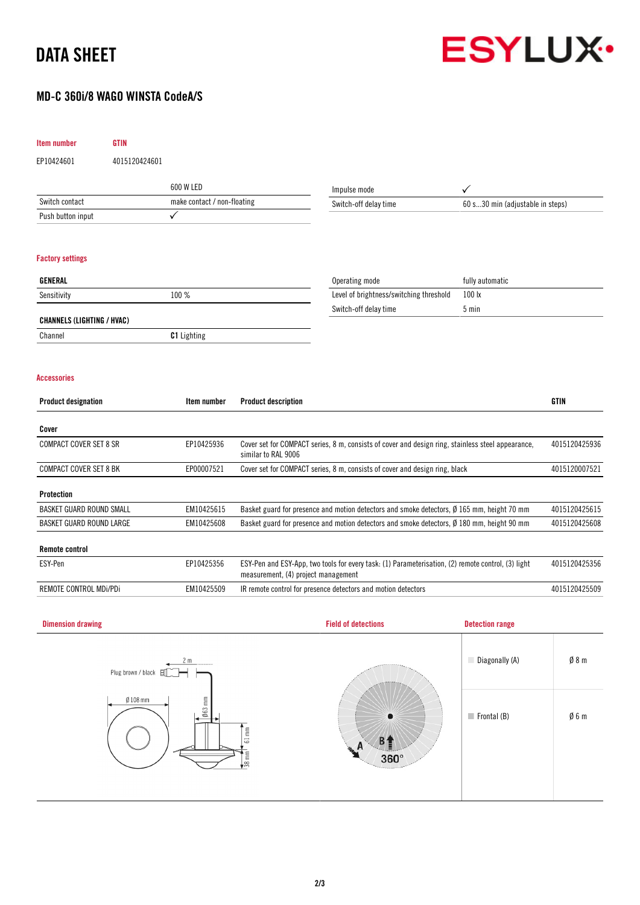# DATA SHEET

## MD-C 360i/8 WAGO WINSTA CodeA/S

| Item number | GTIN |
|---|---|
| EP10424601 | 4015120424601 |

| | 600 W LED |
|---|---|
| Switch contact | make contact / non-floating |
| Push button input | ✓ |

| Impulse mode | ✓ |
|---|---|
| Switch-off delay time | 60 s...30 min (adjustable in steps) |

### Factory settings

| GENERAL | |
|---|---|
| Sensitivity | 100 % |

| CHANNELS (LIGHTING / HVAC) | |
|---|---|
| Channel | **C1** Lighting |

| Operating mode | fully automatic |
|---|---|
| Level of brightness/switching threshold | 100 lx |
| Switch-off delay time | 5 min |

### Accessories

| Product designation | Item number | Product description | GTIN |
|---|---|---|---|
| **Cover** | | | |
| COMPACT COVER SET 8 SR | EP10425936 | Cover set for COMPACT series, 8 m, consists of cover and design ring, stainless steel appearance, similar to RAL 9006 | 4015120425936 |
| COMPACT COVER SET 8 BK | EP00007521 | Cover set for COMPACT series, 8 m, consists of cover and design ring, black | 4015120007521 |
| **Protection** | | | |
| BASKET GUARD ROUND SMALL | EM10425615 | Basket guard for presence and motion detectors and smoke detectors, Ø 165 mm, height 70 mm | 4015120425615 |
| BASKET GUARD ROUND LARGE | EM10425608 | Basket guard for presence and motion detectors and smoke detectors, Ø 180 mm, height 90 mm | 4015120425608 |
| **Remote control** | | | |
| ESY-Pen | EP10425356 | ESY-Pen and ESY-App, two tools for every task: (1) Parameterisation, (2) remote control, (3) light measurement, (4) project management | 4015120425356 |
| REMOTE CONTROL MDi/PDi | EM10425509 | IR remote control for presence detectors and motion detectors | 4015120425509 |

### Dimension drawing

Plug brown / black, 2 m, Ø 108 mm, Ø63 mm, 61 mm, 38 mm

### Field of detections

A, B, 360°

### Detection range

| | |
|---|---|
| Diagonally (A) | Ø 8 m |
| Frontal (B) | Ø 6 m |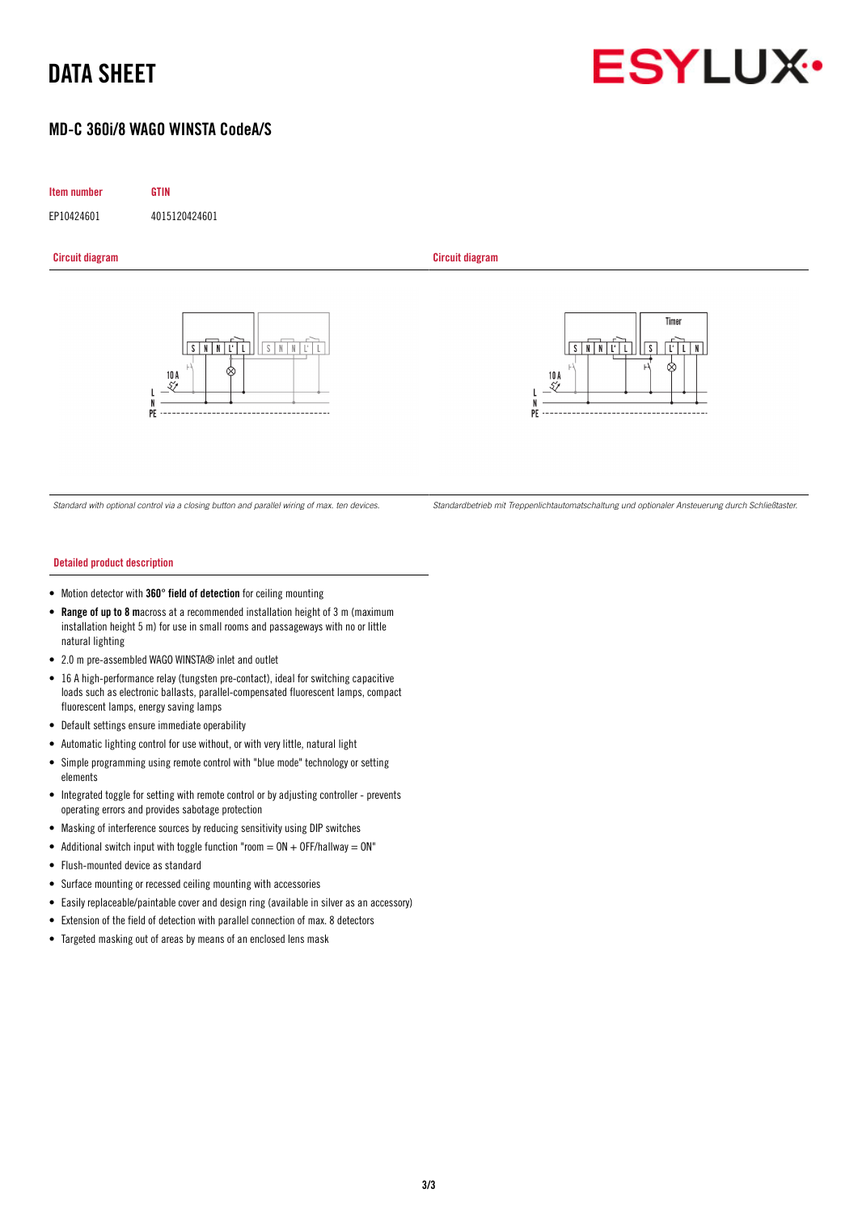# DATA SHEET

## MD-C 360i/8 WAGO WINSTA CodeA/S

| Item number | GTIN |
| --- | --- |
| EP10424601 | 4015120424601 |

### Circuit diagram

S N L' L
S N L' L
10 A
L
N
PE

*Standard with optional control via a closing button and parallel wiring of max. ten devices.*

### Circuit diagram

Timer
S N L' L
S L' L N
10 A
L
N
PE

*Standardbetrieb mit Treppenlichtautomatschaltung und optionaler Ansteuerung durch Schließtaster.*

### Detailed product description

- Motion detector with **360° field of detection** for ceiling mounting
- **Range of up to 8 m**across at a recommended installation height of 3 m (maximum installation height 5 m) for use in small rooms and passageways with no or little natural lighting
- 2.0 m pre-assembled WAGO WINSTA® inlet and outlet
- 16 A high-performance relay (tungsten pre-contact), ideal for switching capacitive loads such as electronic ballasts, parallel-compensated fluorescent lamps, compact fluorescent lamps, energy saving lamps
- Default settings ensure immediate operability
- Automatic lighting control for use without, or with very little, natural light
- Simple programming using remote control with "blue mode" technology or setting elements
- Integrated toggle for setting with remote control or by adjusting controller - prevents operating errors and provides sabotage protection
- Masking of interference sources by reducing sensitivity using DIP switches
- Additional switch input with toggle function "room = ON + OFF/hallway = ON"
- Flush-mounted device as standard
- Surface mounting or recessed ceiling mounting with accessories
- Easily replaceable/paintable cover and design ring (available in silver as an accessory)
- Extension of the field of detection with parallel connection of max. 8 detectors
- Targeted masking out of areas by means of an enclosed lens mask